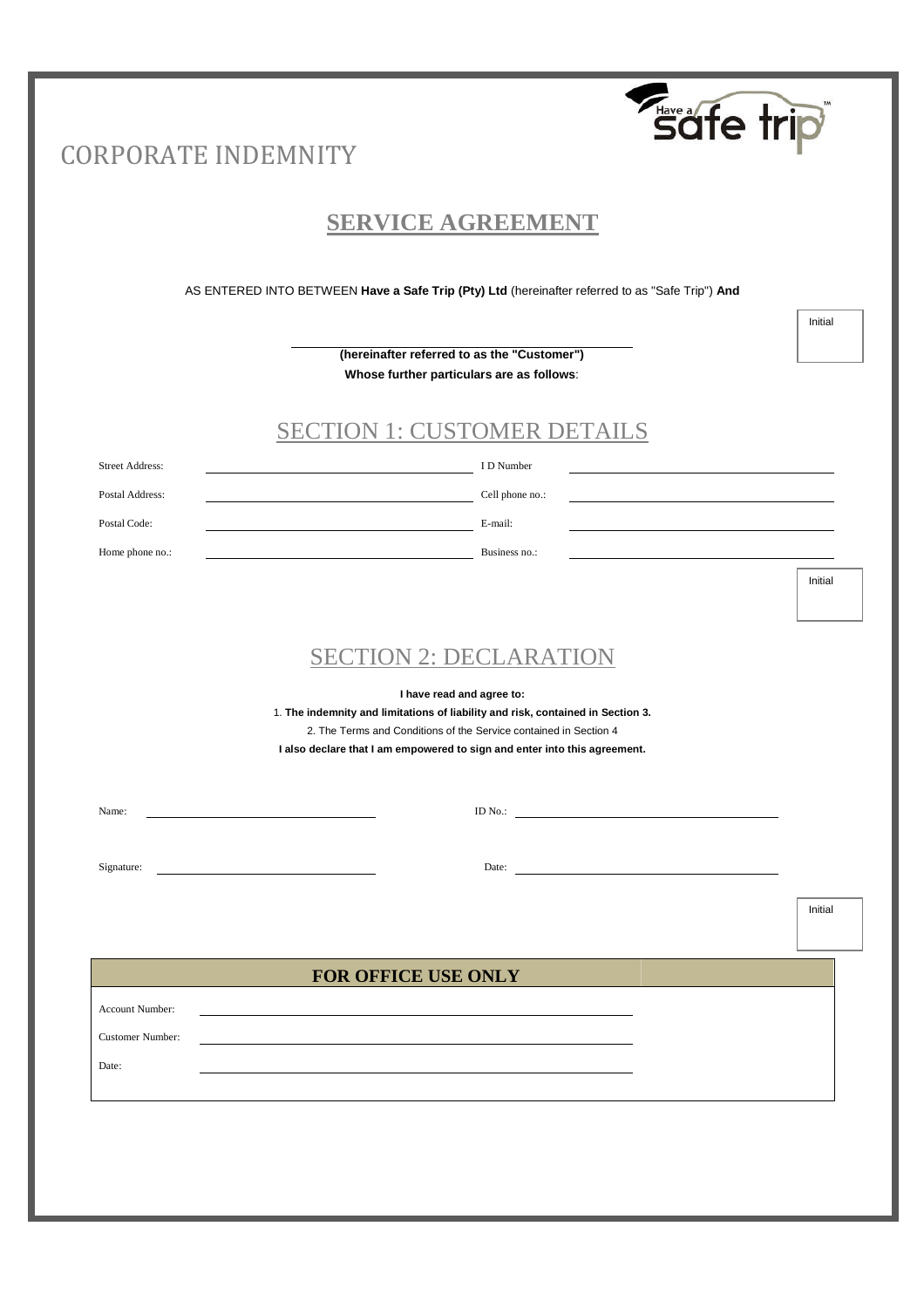# CORPORATE INDEMNITY

## SERVICE AGREEMENT

AS ENTERED INTO BETWEEN **Have a Safe Trip (Pty) Ltd** (hereinafter referred to as "Safe Trip") **And**

Initial

______________________________

**(hereinafter referred to as the "Customer")**

**Whose further particulars are as follows**:

## SECTION 1: CUSTOMER DETAILS

| | | | |
|---|---|---|---|
| Street Address: | | I D Number | |
| Postal Address: | | Cell phone no.: | |
| Postal Code: | | E-mail: | |
| Home phone no.: | | Business no.: | |

Initial

## SECTION 2: DECLARATION

**I have read and agree to:**

1. **The indemnity and limitations of liability and risk, contained in Section 3.**
2. The Terms and Conditions of the Service contained in Section 4

**I also declare that I am empowered to sign and enter into this agreement.**

| | | | |
|---|---|---|---|
| Name: | | ID No.: | |
| Signature: | | Date: | |

Initial

| FOR OFFICE USE ONLY | |
|---|---|
| Account Number: | |
| Customer Number: | |
| Date: | |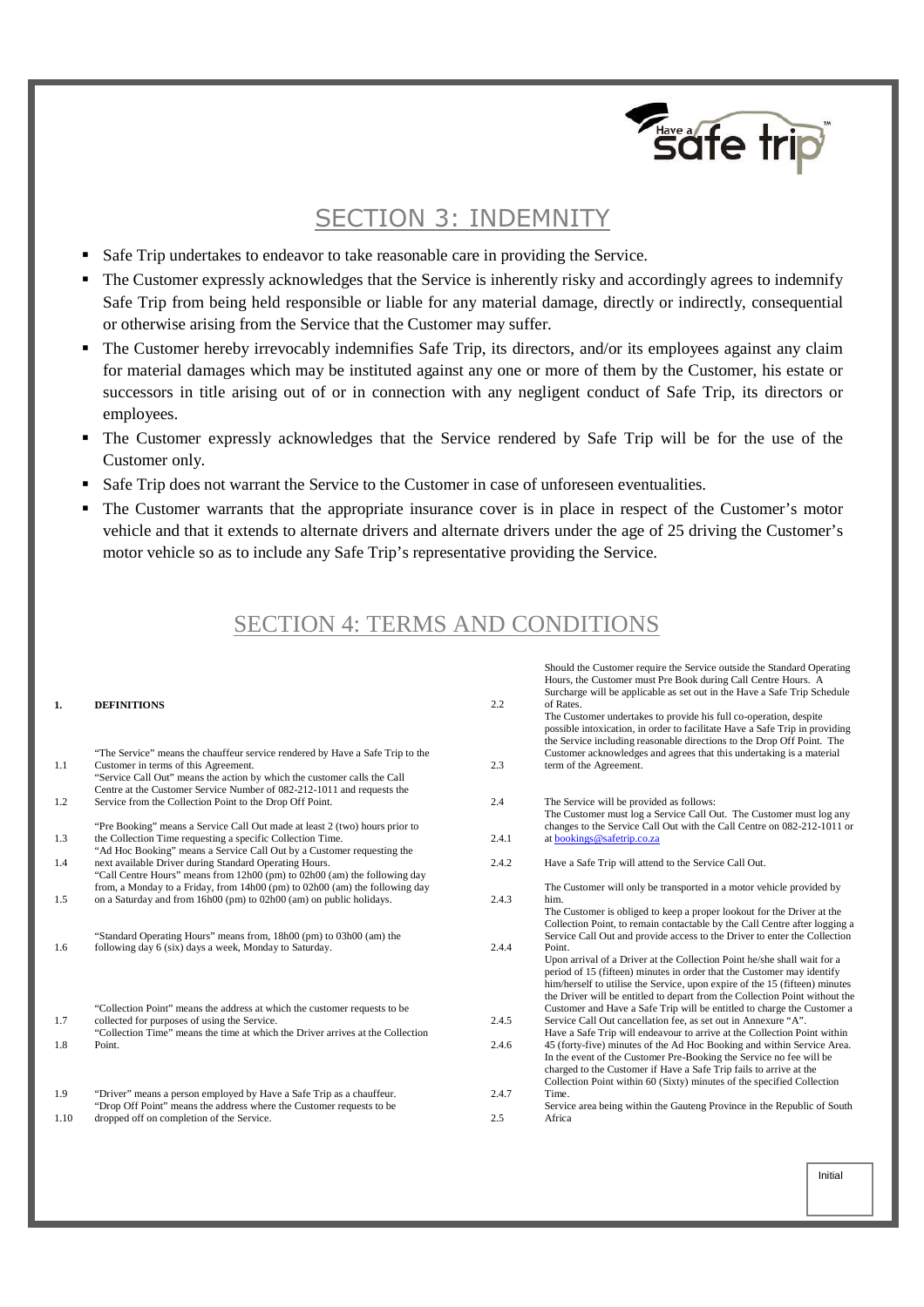## SECTION 3: INDEMNITY

- Safe Trip undertakes to endeavor to take reasonable care in providing the Service.
- The Customer expressly acknowledges that the Service is inherently risky and accordingly agrees to indemnify Safe Trip from being held responsible or liable for any material damage, directly or indirectly, consequential or otherwise arising from the Service that the Customer may suffer.
- The Customer hereby irrevocably indemnifies Safe Trip, its directors, and/or its employees against any claim for material damages which may be instituted against any one or more of them by the Customer, his estate or successors in title arising out of or in connection with any negligent conduct of Safe Trip, its directors or employees.
- The Customer expressly acknowledges that the Service rendered by Safe Trip will be for the use of the Customer only.
- Safe Trip does not warrant the Service to the Customer in case of unforeseen eventualities.
- The Customer warrants that the appropriate insurance cover is in place in respect of the Customer's motor vehicle and that it extends to alternate drivers and alternate drivers under the age of 25 driving the Customer's motor vehicle so as to include any Safe Trip's representative providing the Service.

## SECTION 4: TERMS AND CONDITIONS

**1. DEFINITIONS**

1.1 "The Service" means the chauffeur service rendered by Have a Safe Trip to the Customer in terms of this Agreement.

1.2 "Service Call Out" means the action by which the customer calls the Call Centre at the Customer Service Number of 082-212-1011 and requests the Service from the Collection Point to the Drop Off Point.

1.3 "Pre Booking" means a Service Call Out made at least 2 (two) hours prior to the Collection Time requesting a specific Collection Time.

1.4 "Ad Hoc Booking" means a Service Call Out by a Customer requesting the next available Driver during Standard Operating Hours.

1.5 "Call Centre Hours" means from 12h00 (pm) to 02h00 (am) the following day from, a Monday to a Friday, from 14h00 (pm) to 02h00 (am) the following day on a Saturday and from 16h00 (pm) to 02h00 (am) on public holidays.

1.6 "Standard Operating Hours" means from, 18h00 (pm) to 03h00 (am) the following day 6 (six) days a week, Monday to Saturday.

1.7 "Collection Point" means the address at which the customer requests to be collected for purposes of using the Service.

1.8 "Collection Time" means the time at which the Driver arrives at the Collection Point.

1.9 "Driver" means a person employed by Have a Safe Trip as a chauffeur.

1.10 "Drop Off Point" means the address where the Customer requests to be dropped off on completion of the Service.

2.2 Should the Customer require the Service outside the Standard Operating Hours, the Customer must Pre Book during Call Centre Hours. A Surcharge will be applicable as set out in the Have a Safe Trip Schedule of Rates.

2.3 The Customer undertakes to provide his full co-operation, despite possible intoxication, in order to facilitate Have a Safe Trip in providing the Service including reasonable directions to the Drop Off Point. The Customer acknowledges and agrees that this undertaking is a material term of the Agreement.

2.4 The Service will be provided as follows:

2.4.1 The Customer must log a Service Call Out. The Customer must log any changes to the Service Call Out with the Call Centre on 082-212-1011 or at bookings@safetrip.co.za

2.4.2 Have a Safe Trip will attend to the Service Call Out.

2.4.3 The Customer will only be transported in a motor vehicle provided by him.

2.4.4 The Customer is obliged to keep a proper lookout for the Driver at the Collection Point, to remain contactable by the Call Centre after logging a Service Call Out and provide access to the Driver to enter the Collection Point.

2.4.5 Upon arrival of a Driver at the Collection Point he/she shall wait for a period of 15 (fifteen) minutes in order that the Customer may identify him/herself to utilise the Service, upon expire of the 15 (fifteen) minutes the Driver will be entitled to depart from the Collection Point without the Customer and Have a Safe Trip will be entitled to charge the Customer a Service Call Out cancellation fee, as set out in Annexure "A".

2.4.6 Have a Safe Trip will endeavour to arrive at the Collection Point within 45 (forty-five) minutes of the Ad Hoc Booking and within Service Area.

2.4.7 In the event of the Customer Pre-Booking the Service no fee will be charged to the Customer if Have a Safe Trip fails to arrive at the Collection Point within 60 (Sixty) minutes of the specified Collection Time.

2.5 Service area being within the Gauteng Province in the Republic of South Africa

Initial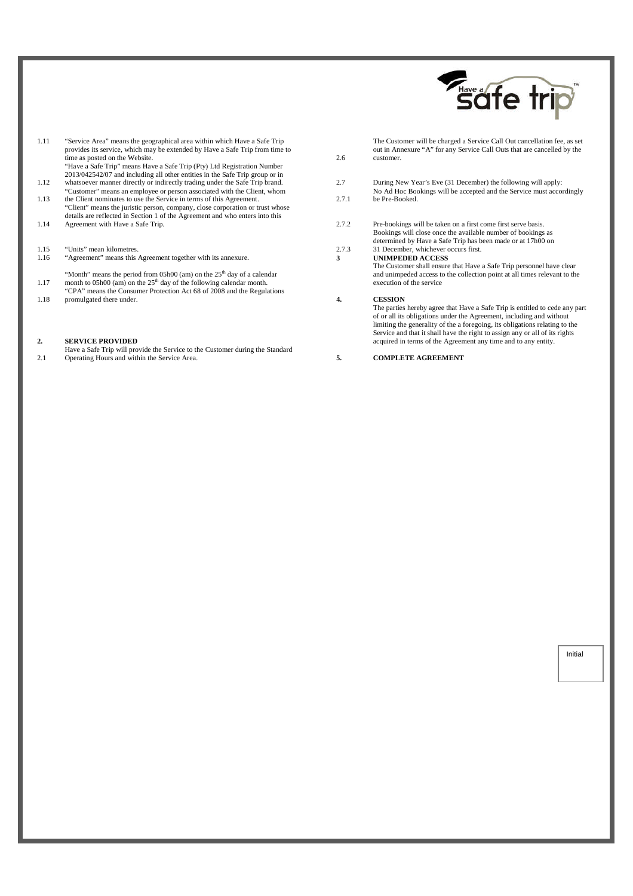1.11 "Service Area" means the geographical area within which Have a Safe Trip provides its service, which may be extended by Have a Safe Trip from time to time as posted on the Website.

1.12 "Have a Safe Trip" means Have a Safe Trip (Pty) Ltd Registration Number 2013/042542/07 and including all other entities in the Safe Trip group or in whatsoever manner directly or indirectly trading under the Safe Trip brand.

1.13 "Customer" means an employee or person associated with the Client, whom the Client nominates to use the Service in terms of this Agreement.

1.14 "Client" means the juristic person, company, close corporation or trust whose details are reflected in Section 1 of the Agreement and who enters into this Agreement with Have a Safe Trip.

1.15 "Units" mean kilometres.

1.16 "Agreement" means this Agreement together with its annexure.

1.17 "Month" means the period from 05h00 (am) on the 25th day of a calendar month to 05h00 (am) on the 25th day of the following calendar month.

1.18 "CPA" means the Consumer Protection Act 68 of 2008 and the Regulations promulgated there under.

**2. SERVICE PROVIDED**

2.1 Have a Safe Trip will provide the Service to the Customer during the Standard Operating Hours and within the Service Area.

2.6 The Customer will be charged a Service Call Out cancellation fee, as set out in Annexure "A" for any Service Call Outs that are cancelled by the customer.

2.7 During New Year's Eve (31 December) the following will apply:

2.7.1 No Ad Hoc Bookings will be accepted and the Service must accordingly be Pre-Booked.

2.7.2 Pre-bookings will be taken on a first come first serve basis.

2.7.3 Bookings will close once the available number of bookings as determined by Have a Safe Trip has been made or at 17h00 on 31 December, whichever occurs first.

**3 UNIMPEDED ACCESS**

The Customer shall ensure that Have a Safe Trip personnel have clear and unimpeded access to the collection point at all times relevant to the execution of the service

**4. CESSION**

The parties hereby agree that Have a Safe Trip is entitled to cede any part of or all its obligations under the Agreement, including and without limiting the generality of the a foregoing, its obligations relating to the Service and that it shall have the right to assign any or all of its rights acquired in terms of the Agreement any time and to any entity.

**5. COMPLETE AGREEMENT**

Initial